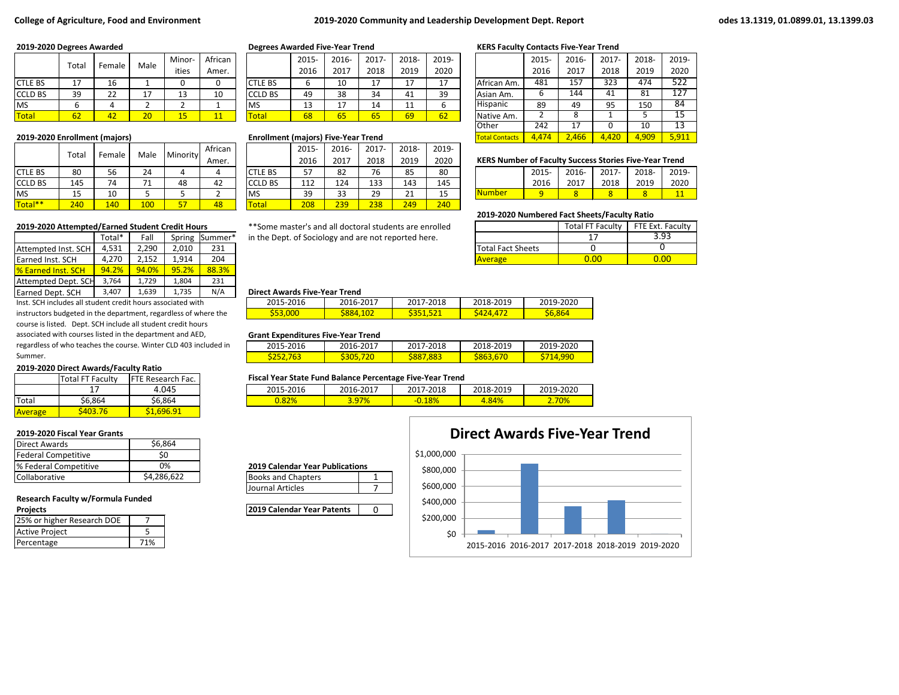College of Agriculture, Food and Environment

# 2019-2020 Community and Leadership Development Dept. Report

odes 13.1319, 01.0899.01, 13.1399.03

### 2019-2020 Degrees Awarded

| | Total | Female | Male | Minorities | African Amer. |
|---|---|---|---|---|---|
| CTLE BS | 17 | 16 | 1 | 0 | 0 |
| CCLD BS | 39 | 22 | 17 | 13 | 10 |
| MS | 6 | 4 | 2 | 2 | 1 |
| Total | 62 | 42 | 20 | 15 | 11 |

### 2019-2020 Enrollment (majors)

| | Total | Female | Male | Minority | African Amer. |
|---|---|---|---|---|---|
| CTLE BS | 80 | 56 | 24 | 4 | 4 |
| CCLD BS | 145 | 74 | 71 | 48 | 42 |
| MS | 15 | 10 | 5 | 5 | 2 |
| Total** | 240 | 140 | 100 | 57 | 48 |

### 2019-2020 Attempted/Earned Student Credit Hours

| | Total* | Fall | Spring | Summer* |
|---|---|---|---|---|
| Attempted Inst. SCH | 4,531 | 2,290 | 2,010 | 231 |
| Earned Inst. SCH | 4,270 | 2,152 | 1,914 | 204 |
| % Earned Inst. SCH | 94.2% | 94.0% | 95.2% | 88.3% |
| Attempted Dept. SCH | 3,764 | 1,729 | 1,804 | 231 |
| Earned Dept. SCH | 3,407 | 1,639 | 1,735 | N/A |

Inst. SCH includes all student credit hours associated with instructors budgeted in the department, regardless of where the course is listed. Dept. SCH include all student credit hours associated with courses listed in the department and AED, regardless of who teaches the course. Winter CLD 403 included in Summer.

### 2019-2020 Direct Awards/Faculty Ratio

| | Total FT Faculty | FTE Research Fac. |
|---|---|---|
| | 17 | 4.045 |
| Total | $6,864 | $6,864 |
| Average | $403.76 | $1,696.91 |

### 2019-2020 Fiscal Year Grants

| | |
|---|---|
| Direct Awards | $6,864 |
| Federal Competitive | $0 |
| % Federal Competitive | 0% |
| Collaborative | $4,286,622 |

### Research Faculty w/Formula Funded Projects

| | |
|---|---|
| 25% or higher Research DOE | 7 |
| Active Project | 5 |
| Percentage | 71% |

### Degrees Awarded Five-Year Trend

| | 2015-2016 | 2016-2017 | 2017-2018 | 2018-2019 | 2019-2020 |
|---|---|---|---|---|---|
| CTLE BS | 6 | 10 | 17 | 17 | 17 |
| CCLD BS | 49 | 38 | 34 | 41 | 39 |
| MS | 13 | 17 | 14 | 11 | 6 |
| Total | 68 | 65 | 65 | 69 | 62 |

### Enrollment (majors) Five-Year Trend

| | 2015-2016 | 2016-2017 | 2017-2018 | 2018-2019 | 2019-2020 |
|---|---|---|---|---|---|
| CTLE BS | 57 | 82 | 76 | 85 | 80 |
| CCLD BS | 112 | 124 | 133 | 143 | 145 |
| MS | 39 | 33 | 29 | 21 | 15 |
| Total | 208 | 239 | 238 | 249 | 240 |

**Some master's and all doctoral students are enrolled in the Dept. of Sociology and are not reported here.

### Direct Awards Five-Year Trend

| 2015-2016 | 2016-2017 | 2017-2018 | 2018-2019 | 2019-2020 |
|---|---|---|---|---|
| $53,000 | $884,102 | $351,521 | $424,472 | $6,864 |

### Grant Expenditures Five-Year Trend

| 2015-2016 | 2016-2017 | 2017-2018 | 2018-2019 | 2019-2020 |
|---|---|---|---|---|
| $252,763 | $305,720 | $887,883 | $863,670 | $714,990 |

### Fiscal Year State Fund Balance Percentage Five-Year Trend

| 2015-2016 | 2016-2017 | 2017-2018 | 2018-2019 | 2019-2020 |
|---|---|---|---|---|
| 0.82% | 3.97% | -0.18% | 4.84% | 2.70% |

### 2019 Calendar Year Publications

| | |
|---|---|
| Books and Chapters | 1 |
| Journal Articles | 7 |

| | |
|---|---|
| 2019 Calendar Year Patents | 0 |

### KERS Faculty Contacts Five-Year Trend

| | 2015-2016 | 2016-2017 | 2017-2018 | 2018-2019 | 2019-2020 |
|---|---|---|---|---|---|
| African Am. | 481 | 157 | 323 | 474 | 522 |
| Asian Am. | 6 | 144 | 41 | 81 | 127 |
| Hispanic | 89 | 49 | 95 | 150 | 84 |
| Native Am. | 2 | 8 | 1 | 5 | 15 |
| Other | 242 | 17 | 0 | 10 | 13 |
| Total Contacts | 4,474 | 2,466 | 4,420 | 4,909 | 5,911 |

### KERS Number of Faculty Success Stories Five-Year Trend

| | 2015-2016 | 2016-2017 | 2017-2018 | 2018-2019 | 2019-2020 |
|---|---|---|---|---|---|
| Number | 9 | 8 | 8 | 8 | 11 |

### 2019-2020 Numbered Fact Sheets/Faculty Ratio

| | Total FT Faculty | FTE Ext. Faculty |
|---|---|---|
| | 17 | 3.93 |
| Total Fact Sheets | 0 | 0 |
| Average | 0.00 | 0.00 |

### Direct Awards Five-Year Trend

| Year | Direct Awards |
|---|---|
| 2015-2016 | $53,000 |
| 2016-2017 | $884,102 |
| 2017-2018 | $351,521 |
| 2018-2019 | $424,472 |
| 2019-2020 | $6,864 |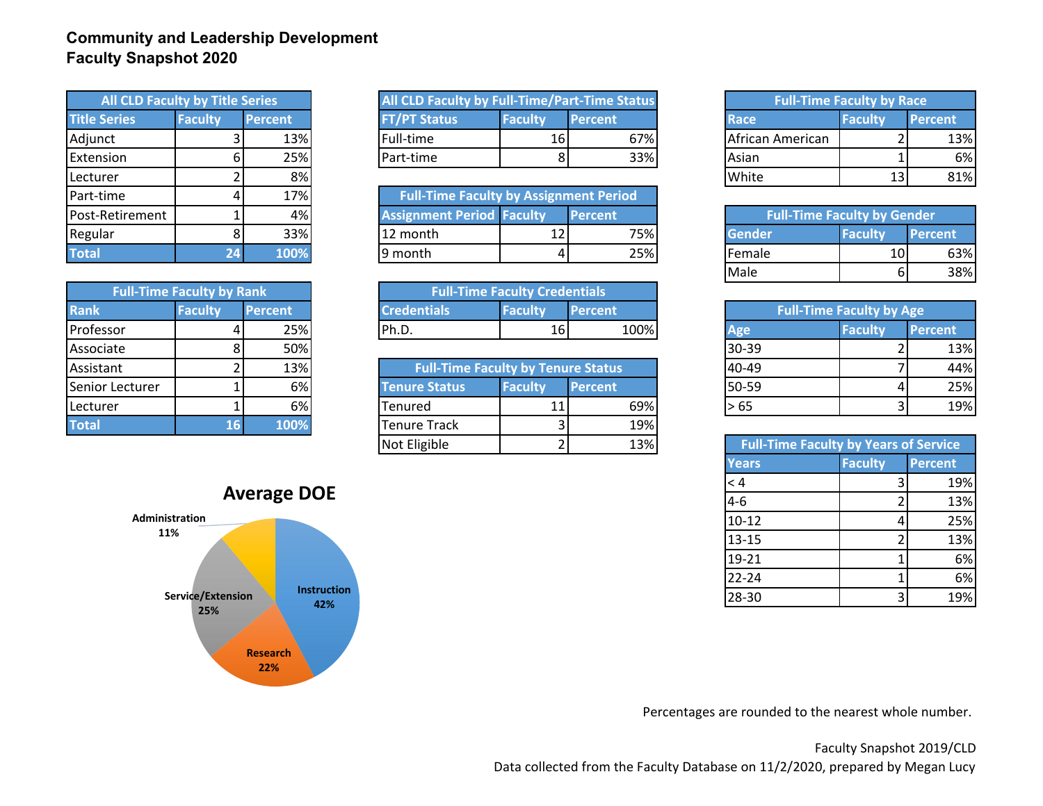# Community and Leadership Development
## Faculty Snapshot 2020

| All CLD Faculty by Title Series | | |
|---|---|---|
| Title Series | Faculty | Percent |
| Adjunct | 3 | 13% |
| Extension | 6 | 25% |
| Lecturer | 2 | 8% |
| Part-time | 4 | 17% |
| Post-Retirement | 1 | 4% |
| Regular | 8 | 33% |
| Total | 24 | 100% |

| Full-Time Faculty by Rank | | |
|---|---|---|
| Rank | Faculty | Percent |
| Professor | 4 | 25% |
| Associate | 8 | 50% |
| Assistant | 2 | 13% |
| Senior Lecturer | 1 | 6% |
| Lecturer | 1 | 6% |
| Total | 16 | 100% |

Average DOE

Administration 11%

Service/Extension 25%

Instruction 42%

Research 22%

| All CLD Faculty by Full-Time/Part-Time Status | | |
|---|---|---|
| FT/PT Status | Faculty | Percent |
| Full-time | 16 | 67% |
| Part-time | 8 | 33% |

| Full-Time Faculty by Assignment Period | | |
|---|---|---|
| Assignment Period | Faculty | Percent |
| 12 month | 12 | 75% |
| 9 month | 4 | 25% |

| Full-Time Faculty Credentials | | |
|---|---|---|
| Credentials | Faculty | Percent |
| Ph.D. | 16 | 100% |

| Full-Time Faculty by Tenure Status | | |
|---|---|---|
| Tenure Status | Faculty | Percent |
| Tenured | 11 | 69% |
| Tenure Track | 3 | 19% |
| Not Eligible | 2 | 13% |

| Full-Time Faculty by Race | | |
|---|---|---|
| Race | Faculty | Percent |
| African American | 2 | 13% |
| Asian | 1 | 6% |
| White | 13 | 81% |

| Full-Time Faculty by Gender | | |
|---|---|---|
| Gender | Faculty | Percent |
| Female | 10 | 63% |
| Male | 6 | 38% |

| Full-Time Faculty by Age | | |
|---|---|---|
| Age | Faculty | Percent |
| 30-39 | 2 | 13% |
| 40-49 | 7 | 44% |
| 50-59 | 4 | 25% |
| > 65 | 3 | 19% |

| Full-Time Faculty by Years of Service | | |
|---|---|---|
| Years | Faculty | Percent |
| < 4 | 3 | 19% |
| 4-6 | 2 | 13% |
| 10-12 | 4 | 25% |
| 13-15 | 2 | 13% |
| 19-21 | 1 | 6% |
| 22-24 | 1 | 6% |
| 28-30 | 3 | 19% |

Percentages are rounded to the nearest whole number.

Faculty Snapshot 2019/CLD

Data collected from the Faculty Database on 11/2/2020, prepared by Megan Lucy